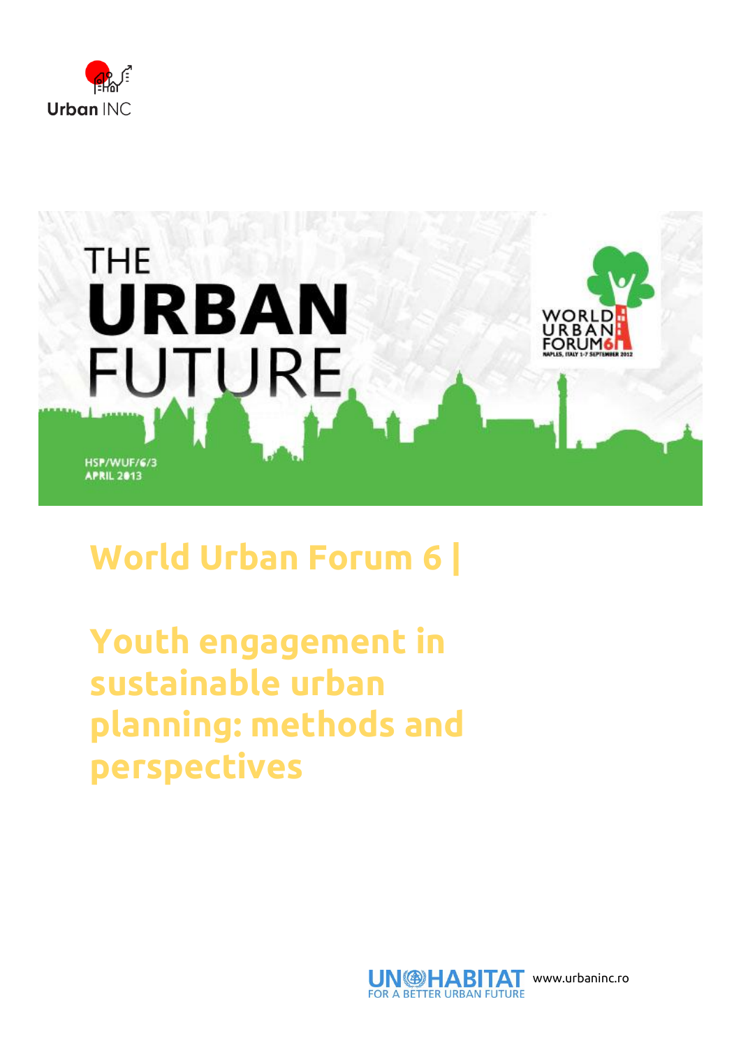Urban INC

THE
URBAN
FUTURE

WORLD URBAN FORUM6
NAPLES, ITALY 1-7 SEPTEMBER 2012

HSP/WUF/6/3
APRIL 2013

# World Urban Forum 6 |

# Youth engagement in sustainable urban planning: methods and perspectives

UN-HABITAT
FOR A BETTER URBAN FUTURE

www.urbaninc.ro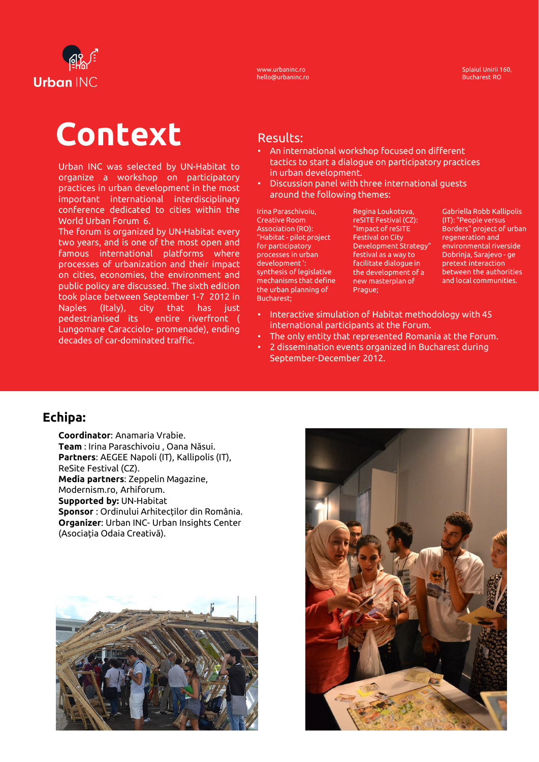**Urban INC**

www.urbaninc.ro
hello@urbaninc.ro

Splaiul Unirii 160,
Bucharest RO

# Context

Urban INC was selected by UN-Habitat to organize a workshop on participatory practices in urban development in the most important international interdisciplinary conference dedicated to cities within the World Urban Forum 6.
The forum is organized by UN-Habitat every two years, and is one of the most open and famous international platforms where processes of urbanization and their impact on cities, economies, the environment and public policy are discussed. The sixth edition took place between September 1-7 2012 in Naples (Italy), city that has just pedestrianised its entire riverfront ( Lungomare Caracciolo- promenade), ending decades of car-dominated traffic.

## Results:

- An international workshop focused on different tactics to start a dialogue on participatory practices in urban development.
- Discussion panel with three international guests around the following themes:

Irina Paraschivoiu, Creative Room Association (RO): "Habitat - pilot project for participatory processes in urban development ': synthesis of legislative mechanisms that define the urban planning of Bucharest;

Regina Loukotova, reSITE Festival (CZ): "Impact of reSITE Festival on City Development Strategy" festival as a way to facilitate dialogue in the development of a new masterplan of Prague;

Gabriella Robb Kallipolis (IT): "People versus Borders" project of urban regeneration and environmental riverside Dobrinja, Sarajevo - ge pretext interaction between the authorities and local communities.

- Interactive simulation of Habitat methodology with 45 international participants at the Forum.
- The only entity that represented Romania at the Forum.
- 2 dissemination events organized in Bucharest during September-December 2012.

## Echipa:

**Coordinator**: Anamaria Vrabie.
**Team** : Irina Paraschivoiu , Oana Năsui.
**Partners**: AEGEE Napoli (IT), Kallipolis (IT), ReSite Festival (CZ).
**Media partners**: Zeppelin Magazine, Modernism.ro, Arhiforum.
**Supported by:** UN-Habitat
**Sponsor** : Ordinului Arhitecților din România.
**Organizer**: Urban INC- Urban Insights Center (Asociația Odaia Creativă).